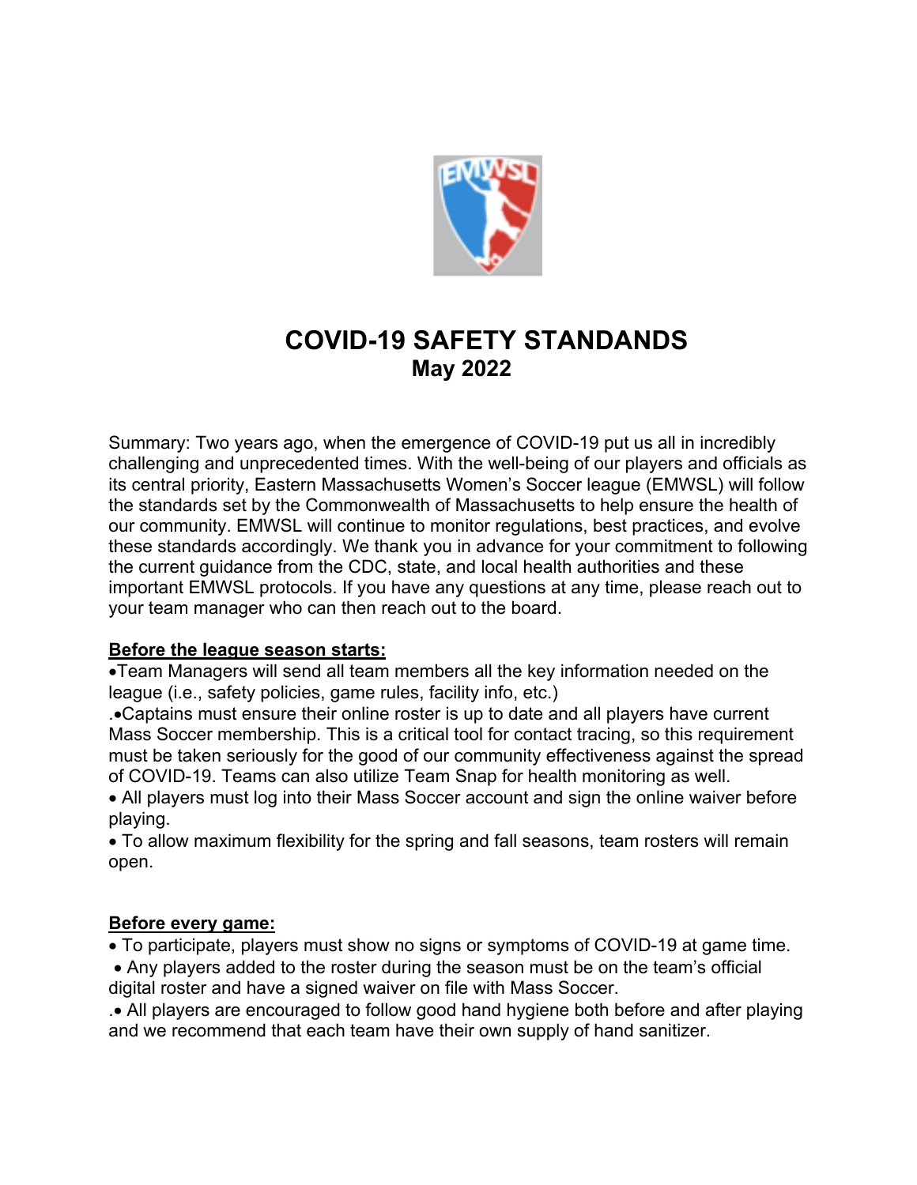# COVID-19 SAFETY STANDARDS

## May 2022

Summary: Two years ago, when the emergence of COVID-19 put us all in incredibly challenging and unprecedented times. With the well-being of our players and officials as its central priority, Eastern Massachusetts Women's Soccer league (EMWSL) will follow the standards set by the Commonwealth of Massachusetts to help ensure the health of our community. EMWSL will continue to monitor regulations, best practices, and evolve these standards accordingly. We thank you in advance for your commitment to following the current guidance from the CDC, state, and local health authorities and these important EMWSL protocols. If you have any questions at any time, please reach out to your team manager who can then reach out to the board.

**Before the league season starts:**

- Team Managers will send all team members all the key information needed on the league (i.e., safety policies, game rules, facility info, etc.)
- Captains must ensure their online roster is up to date and all players have current Mass Soccer membership. This is a critical tool for contact tracing, so this requirement must be taken seriously for the good of our community effectiveness against the spread of COVID-19. Teams can also utilize Team Snap for health monitoring as well.
- All players must log into their Mass Soccer account and sign the online waiver before playing.
- To allow maximum flexibility for the spring and fall seasons, team rosters will remain open.

**Before every game:**

- To participate, players must show no signs or symptoms of COVID-19 at game time.
- Any players added to the roster during the season must be on the team's official digital roster and have a signed waiver on file with Mass Soccer.
- All players are encouraged to follow good hand hygiene both before and after playing and we recommend that each team have their own supply of hand sanitizer.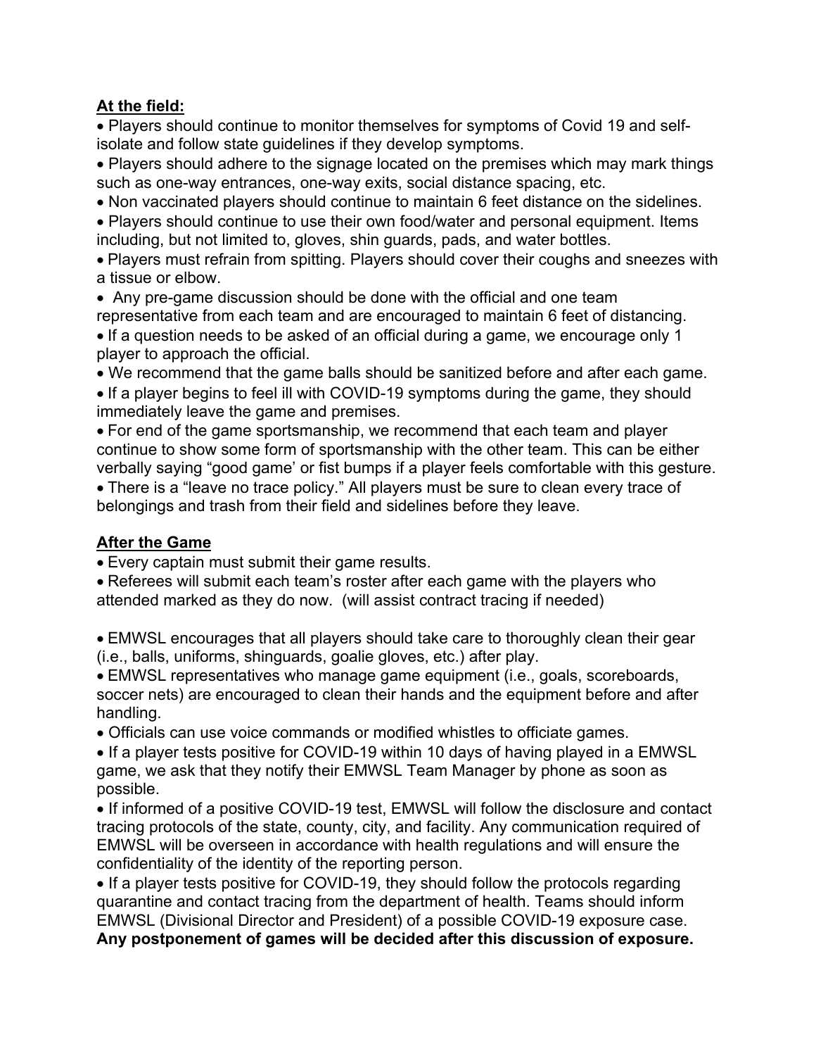**At the field:**

- Players should continue to monitor themselves for symptoms of Covid 19 and self-isolate and follow state guidelines if they develop symptoms.
- Players should adhere to the signage located on the premises which may mark things such as one-way entrances, one-way exits, social distance spacing, etc.
- Non vaccinated players should continue to maintain 6 feet distance on the sidelines.
- Players should continue to use their own food/water and personal equipment. Items including, but not limited to, gloves, shin guards, pads, and water bottles.
- Players must refrain from spitting. Players should cover their coughs and sneezes with a tissue or elbow.
- Any pre-game discussion should be done with the official and one team representative from each team and are encouraged to maintain 6 feet of distancing.
- If a question needs to be asked of an official during a game, we encourage only 1 player to approach the official.
- We recommend that the game balls should be sanitized before and after each game.
- If a player begins to feel ill with COVID-19 symptoms during the game, they should immediately leave the game and premises.
- For end of the game sportsmanship, we recommend that each team and player continue to show some form of sportsmanship with the other team. This can be either verbally saying "good game' or fist bumps if a player feels comfortable with this gesture.
- There is a "leave no trace policy." All players must be sure to clean every trace of belongings and trash from their field and sidelines before they leave.

**After the Game**

- Every captain must submit their game results.
- Referees will submit each team's roster after each game with the players who attended marked as they do now. (will assist contract tracing if needed)

- EMWSL encourages that all players should take care to thoroughly clean their gear (i.e., balls, uniforms, shinguards, goalie gloves, etc.) after play.
- EMWSL representatives who manage game equipment (i.e., goals, scoreboards, soccer nets) are encouraged to clean their hands and the equipment before and after handling.
- Officials can use voice commands or modified whistles to officiate games.
- If a player tests positive for COVID-19 within 10 days of having played in a EMWSL game, we ask that they notify their EMWSL Team Manager by phone as soon as possible.
- If informed of a positive COVID-19 test, EMWSL will follow the disclosure and contact tracing protocols of the state, county, city, and facility. Any communication required of EMWSL will be overseen in accordance with health regulations and will ensure the confidentiality of the identity of the reporting person.
- If a player tests positive for COVID-19, they should follow the protocols regarding quarantine and contact tracing from the department of health. Teams should inform EMWSL (Divisional Director and President) of a possible COVID-19 exposure case. **Any postponement of games will be decided after this discussion of exposure.**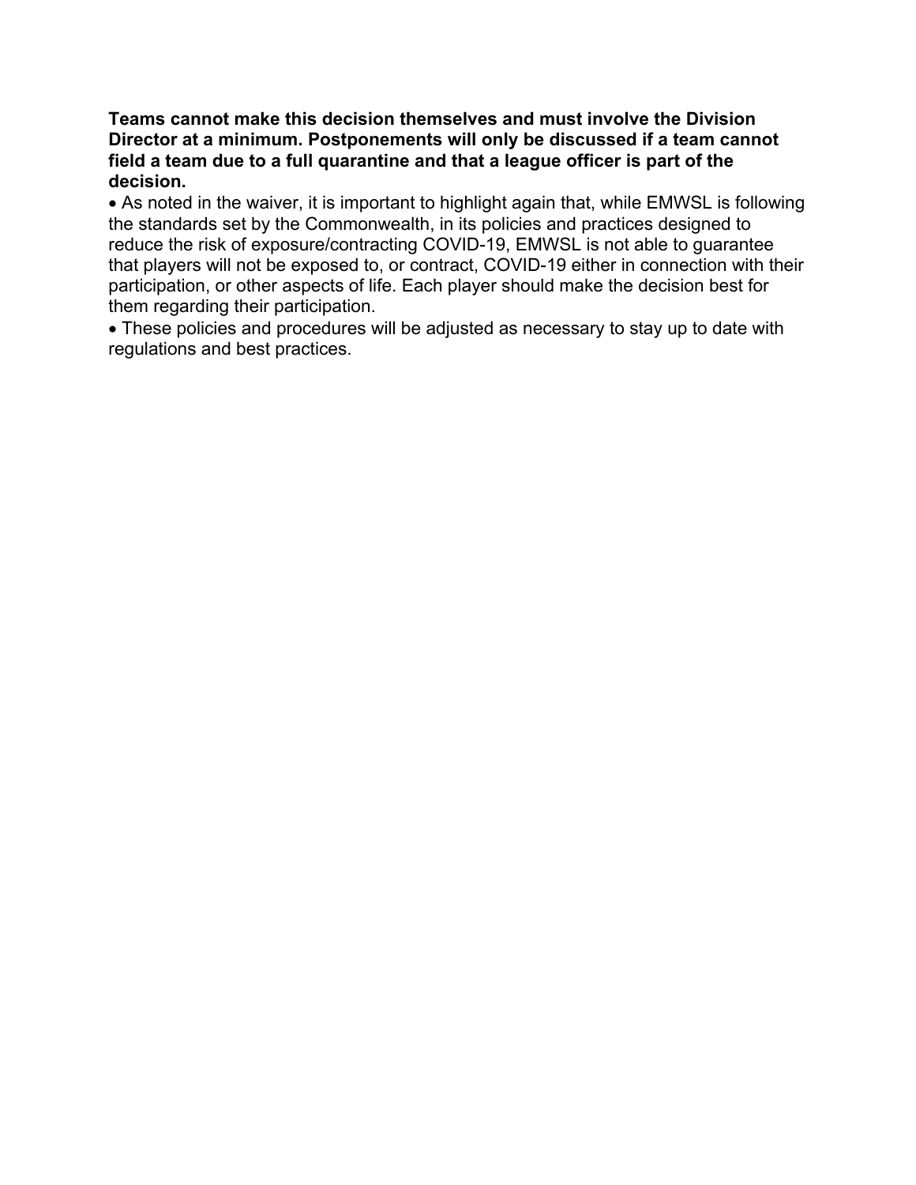**Teams cannot make this decision themselves and must involve the Division Director at a minimum. Postponements will only be discussed if a team cannot field a team due to a full quarantine and that a league officer is part of the decision.**

- As noted in the waiver, it is important to highlight again that, while EMWSL is following the standards set by the Commonwealth, in its policies and practices designed to reduce the risk of exposure/contracting COVID-19, EMWSL is not able to guarantee that players will not be exposed to, or contract, COVID-19 either in connection with their participation, or other aspects of life. Each player should make the decision best for them regarding their participation.
- These policies and procedures will be adjusted as necessary to stay up to date with regulations and best practices.